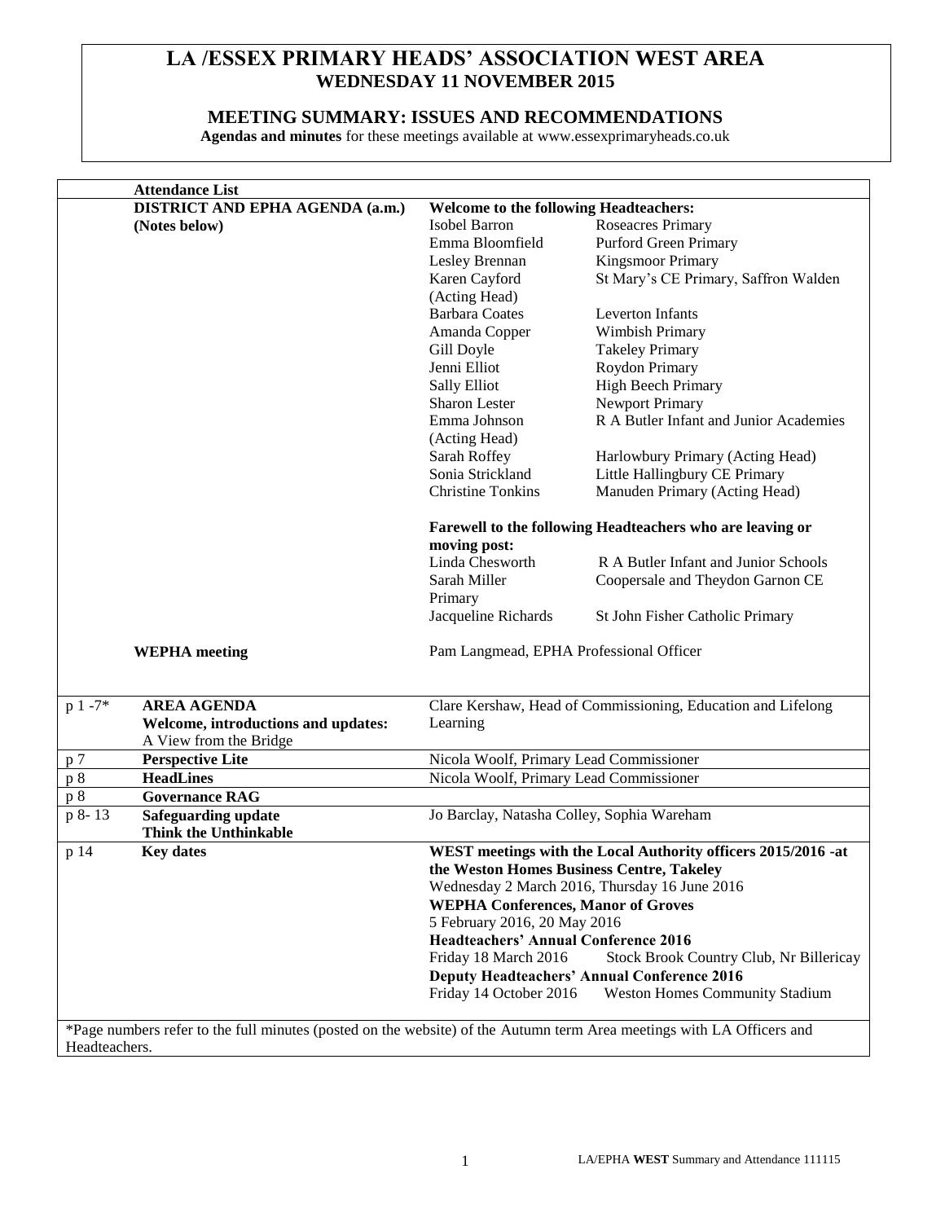# LA /ESSEX PRIMARY HEADS' ASSOCIATION WEST AREA
## WEDNESDAY 11 NOVEMBER 2015

## MEETING SUMMARY: ISSUES AND RECOMMENDATIONS

**Agendas and minutes** for these meetings available at www.essexprimaryheads.co.uk

| | **Attendance List** | | |
|---|---|---|---|
| | **DISTRICT AND EPHA AGENDA (a.m.)** **(Notes below)** | **Welcome to the following Headteachers:** | |
| | | Isobel Barron | Roseacres Primary |
| | | Emma Bloomfield | Purford Green Primary |
| | | Lesley Brennan | Kingsmoor Primary |
| | | Karen Cayford (Acting Head) | St Mary's CE Primary, Saffron Walden |
| | | Barbara Coates | Leverton Infants |
| | | Amanda Copper | Wimbish Primary |
| | | Gill Doyle | Takeley Primary |
| | | Jenni Elliot | Roydon Primary |
| | | Sally Elliot | High Beech Primary |
| | | Sharon Lester | Newport Primary |
| | | Emma Johnson (Acting Head) | R A Butler Infant and Junior Academies |
| | | Sarah Roffey | Harlowbury Primary (Acting Head) |
| | | Sonia Strickland | Little Hallingbury CE Primary |
| | | Christine Tonkins | Manuden Primary (Acting Head) |
| | | **Farewell to the following Headteachers who are leaving or moving post:** | |
| | | Linda Chesworth | R A Butler Infant and Junior Schools |
| | | Sarah Miller | Coopersale and Theydon Garnon CE Primary |
| | | Jacqueline Richards | St John Fisher Catholic Primary |
| | **WEPHA meeting** | Pam Langmead, EPHA Professional Officer | |
| p 1 -7* | **AREA AGENDA** **Welcome, introductions and updates:** A View from the Bridge | Clare Kershaw, Head of Commissioning, Education and Lifelong Learning | |
| p 7 | **Perspective Lite** | Nicola Woolf, Primary Lead Commissioner | |
| p 8 | **HeadLines** | Nicola Woolf, Primary Lead Commissioner | |
| p 8 | **Governance RAG** | | |
| p 8- 13 | **Safeguarding update** **Think the Unthinkable** | Jo Barclay, Natasha Colley, Sophia Wareham | |
| p 14 | **Key dates** | **WEST meetings with the Local Authority officers 2015/2016 -at the Weston Homes Business Centre, Takeley** Wednesday 2 March 2016, Thursday 16 June 2016 **WEPHA Conferences, Manor of Groves** 5 February 2016, 20 May 2016 **Headteachers' Annual Conference 2016** Friday 18 March 2016 Stock Brook Country Club, Nr Billericay **Deputy Headteachers' Annual Conference 2016** Friday 14 October 2016 Weston Homes Community Stadium | |

*Page numbers refer to the full minutes (posted on the website) of the Autumn term Area meetings with LA Officers and Headteachers.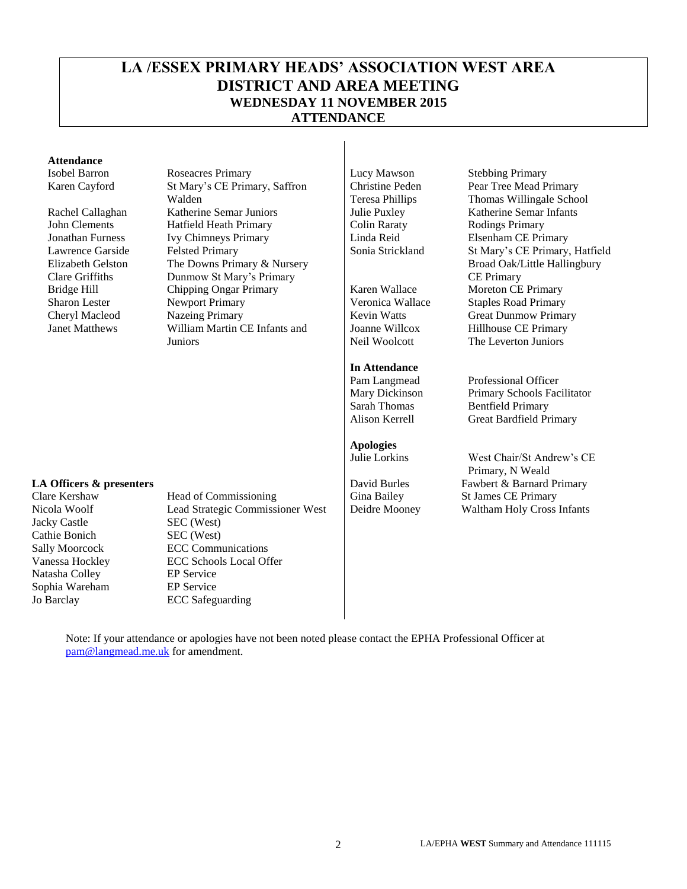# LA /ESSEX PRIMARY HEADS' ASSOCIATION WEST AREA
# DISTRICT AND AREA MEETING
## WEDNESDAY 11 NOVEMBER 2015
## ATTENDANCE

**Attendance**

| Name | School |
|---|---|
| Isobel Barron | Roseacres Primary |
| Karen Cayford | St Mary's CE Primary, Saffron Walden |
| Rachel Callaghan | Katherine Semar Juniors |
| John Clements | Hatfield Heath Primary |
| Jonathan Furness | Ivy Chimneys Primary |
| Lawrence Garside | Felsted Primary |
| Elizabeth Gelston | The Downs Primary & Nursery |
| Clare Griffiths | Dunmow St Mary's Primary |
| Bridge Hill | Chipping Ongar Primary |
| Sharon Lester | Newport Primary |
| Cheryl Macleod | Nazeing Primary |
| Janet Matthews | William Martin CE Infants and Juniors |
| Lucy Mawson | Stebbing Primary |
| Christine Peden | Pear Tree Mead Primary |
| Teresa Phillips | Thomas Willingale School |
| Julie Puxley | Katherine Semar Infants |
| Colin Raraty | Rodings Primary |
| Linda Reid | Elsenham CE Primary |
| Sonia Strickland | St Mary's CE Primary, Hatfield Broad Oak/Little Hallingbury CE Primary |
| Karen Wallace | Moreton CE Primary |
| Veronica Wallace | Staples Road Primary |
| Kevin Watts | Great Dunmow Primary |
| Joanne Willcox | Hillhouse CE Primary |
| Neil Woolcott | The Leverton Juniors |

**In Attendance**

| Name | Role |
|---|---|
| Pam Langmead | Professional Officer |
| Mary Dickinson | Primary Schools Facilitator |
| Sarah Thomas | Bentfield Primary |
| Alison Kerrell | Great Bardfield Primary |

**Apologies**

| Name | School |
|---|---|
| Julie Lorkins | West Chair/St Andrew's CE Primary, N Weald |
| David Burles | Fawbert & Barnard Primary |
| Gina Bailey | St James CE Primary |
| Deidre Mooney | Waltham Holy Cross Infants |

**LA Officers & presenters**

| Name | Role |
|---|---|
| Clare Kershaw | Head of Commissioning |
| Nicola Woolf | Lead Strategic Commissioner West |
| Jacky Castle | SEC (West) |
| Cathie Bonich | SEC (West) |
| Sally Moorcock | ECC Communications |
| Vanessa Hockley | ECC Schools Local Offer |
| Natasha Colley | EP Service |
| Sophia Wareham | EP Service |
| Jo Barclay | ECC Safeguarding |

Note: If your attendance or apologies have not been noted please contact the EPHA Professional Officer at pam@langmead.me.uk for amendment.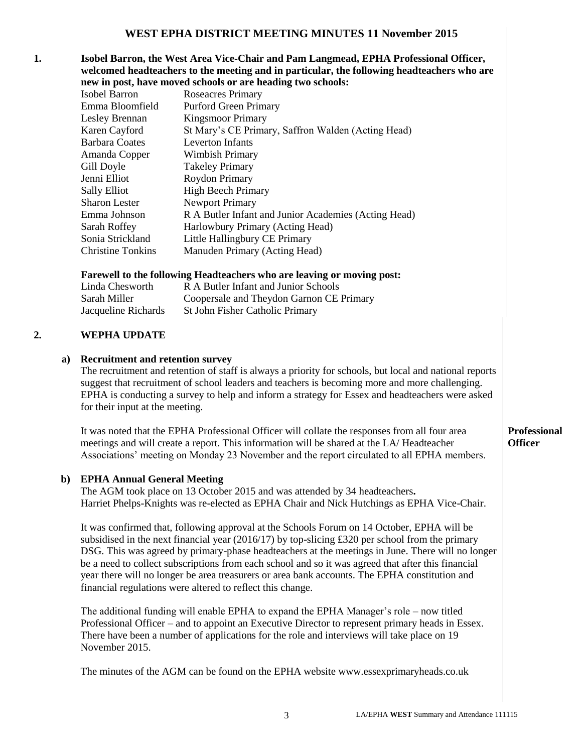# WEST EPHA DISTRICT MEETING MINUTES 11 November 2015

**1. Isobel Barron, the West Area Vice-Chair and Pam Langmead, EPHA Professional Officer, welcomed headteachers to the meeting and in particular, the following headteachers who are new in post, have moved schools or are heading two schools:**

| | |
|---|---|
| Isobel Barron | Roseacres Primary |
| Emma Bloomfield | Purford Green Primary |
| Lesley Brennan | Kingsmoor Primary |
| Karen Cayford | St Mary's CE Primary, Saffron Walden (Acting Head) |
| Barbara Coates | Leverton Infants |
| Amanda Copper | Wimbish Primary |
| Gill Doyle | Takeley Primary |
| Jenni Elliot | Roydon Primary |
| Sally Elliot | High Beech Primary |
| Sharon Lester | Newport Primary |
| Emma Johnson | R A Butler Infant and Junior Academies (Acting Head) |
| Sarah Roffey | Harlowbury Primary (Acting Head) |
| Sonia Strickland | Little Hallingbury CE Primary |
| Christine Tonkins | Manuden Primary (Acting Head) |

**Farewell to the following Headteachers who are leaving or moving post:**

| | |
|---|---|
| Linda Chesworth | R A Butler Infant and Junior Schools |
| Sarah Miller | Coopersale and Theydon Garnon CE Primary |
| Jacqueline Richards | St John Fisher Catholic Primary |

## 2. WEPHA UPDATE

### a) Recruitment and retention survey

The recruitment and retention of staff is always a priority for schools, but local and national reports suggest that recruitment of school leaders and teachers is becoming more and more challenging. EPHA is conducting a survey to help and inform a strategy for Essex and headteachers were asked for their input at the meeting.

It was noted that the EPHA Professional Officer will collate the responses from all four area meetings and will create a report. This information will be shared at the LA/ Headteacher Associations' meeting on Monday 23 November and the report circulated to all EPHA members. **Professional Officer**

### b) EPHA Annual General Meeting

The AGM took place on 13 October 2015 and was attended by 34 headteachers**.**
Harriet Phelps-Knights was re-elected as EPHA Chair and Nick Hutchings as EPHA Vice-Chair.

It was confirmed that, following approval at the Schools Forum on 14 October, EPHA will be subsidised in the next financial year (2016/17) by top-slicing £320 per school from the primary DSG. This was agreed by primary-phase headteachers at the meetings in June. There will no longer be a need to collect subscriptions from each school and so it was agreed that after this financial year there will no longer be area treasurers or area bank accounts. The EPHA constitution and financial regulations were altered to reflect this change.

The additional funding will enable EPHA to expand the EPHA Manager's role – now titled Professional Officer – and to appoint an Executive Director to represent primary heads in Essex. There have been a number of applications for the role and interviews will take place on 19 November 2015.

The minutes of the AGM can be found on the EPHA website www.essexprimaryheads.co.uk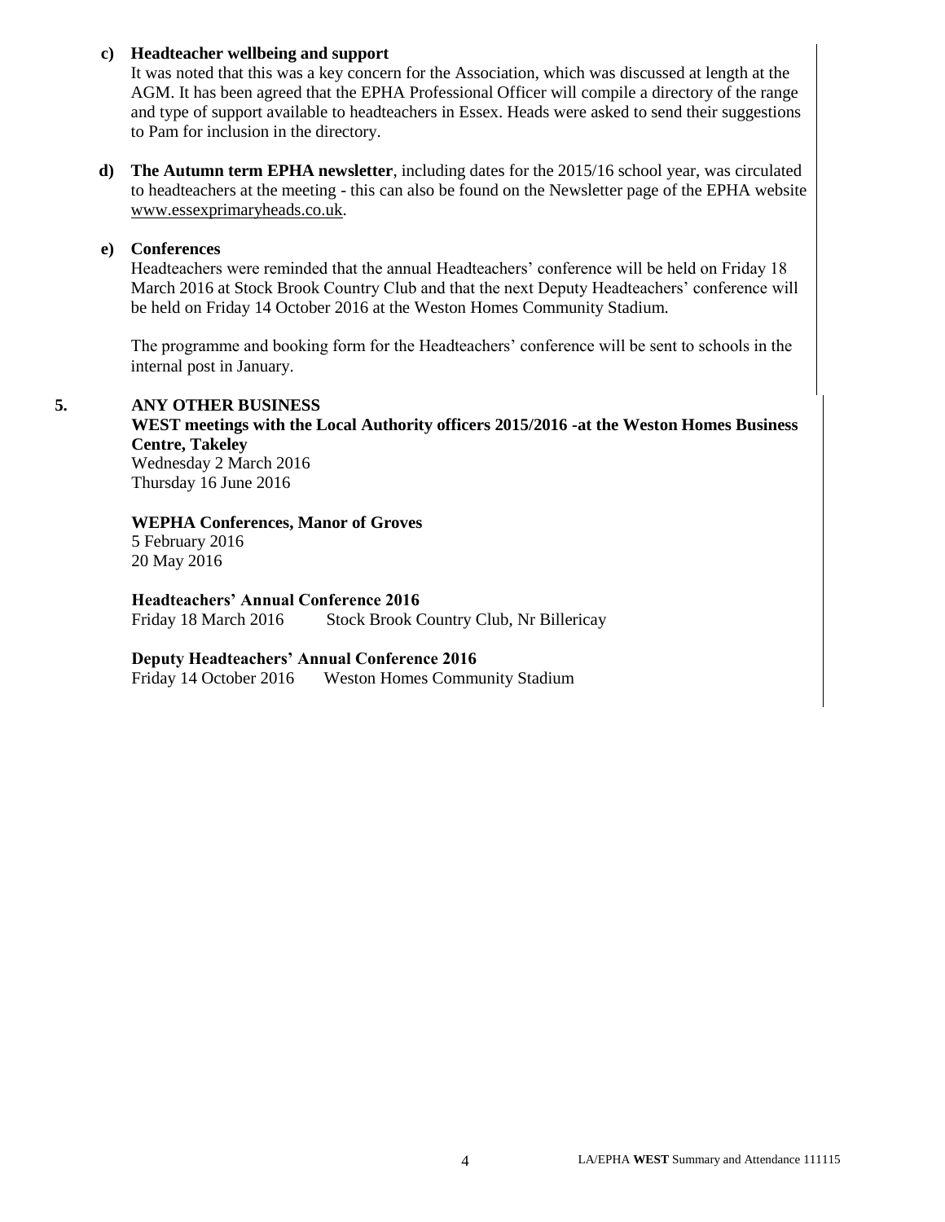**c) Headteacher wellbeing and support**

It was noted that this was a key concern for the Association, which was discussed at length at the AGM. It has been agreed that the EPHA Professional Officer will compile a directory of the range and type of support available to headteachers in Essex. Heads were asked to send their suggestions to Pam for inclusion in the directory.

**d) The Autumn term EPHA newsletter**, including dates for the 2015/16 school year, was circulated to headteachers at the meeting - this can also be found on the Newsletter page of the EPHA website www.essexprimaryheads.co.uk.

**e) Conferences**

Headteachers were reminded that the annual Headteachers' conference will be held on Friday 18 March 2016 at Stock Brook Country Club and that the next Deputy Headteachers' conference will be held on Friday 14 October 2016 at the Weston Homes Community Stadium.

The programme and booking form for the Headteachers' conference will be sent to schools in the internal post in January.

## 5. ANY OTHER BUSINESS

**WEST meetings with the Local Authority officers 2015/2016 -at the Weston Homes Business Centre, Takeley**

Wednesday 2 March 2016
Thursday 16 June 2016

**WEPHA Conferences, Manor of Groves**

5 February 2016
20 May 2016

**Headteachers' Annual Conference 2016**

Friday 18 March 2016 Stock Brook Country Club, Nr Billericay

**Deputy Headteachers' Annual Conference 2016**

Friday 14 October 2016 Weston Homes Community Stadium